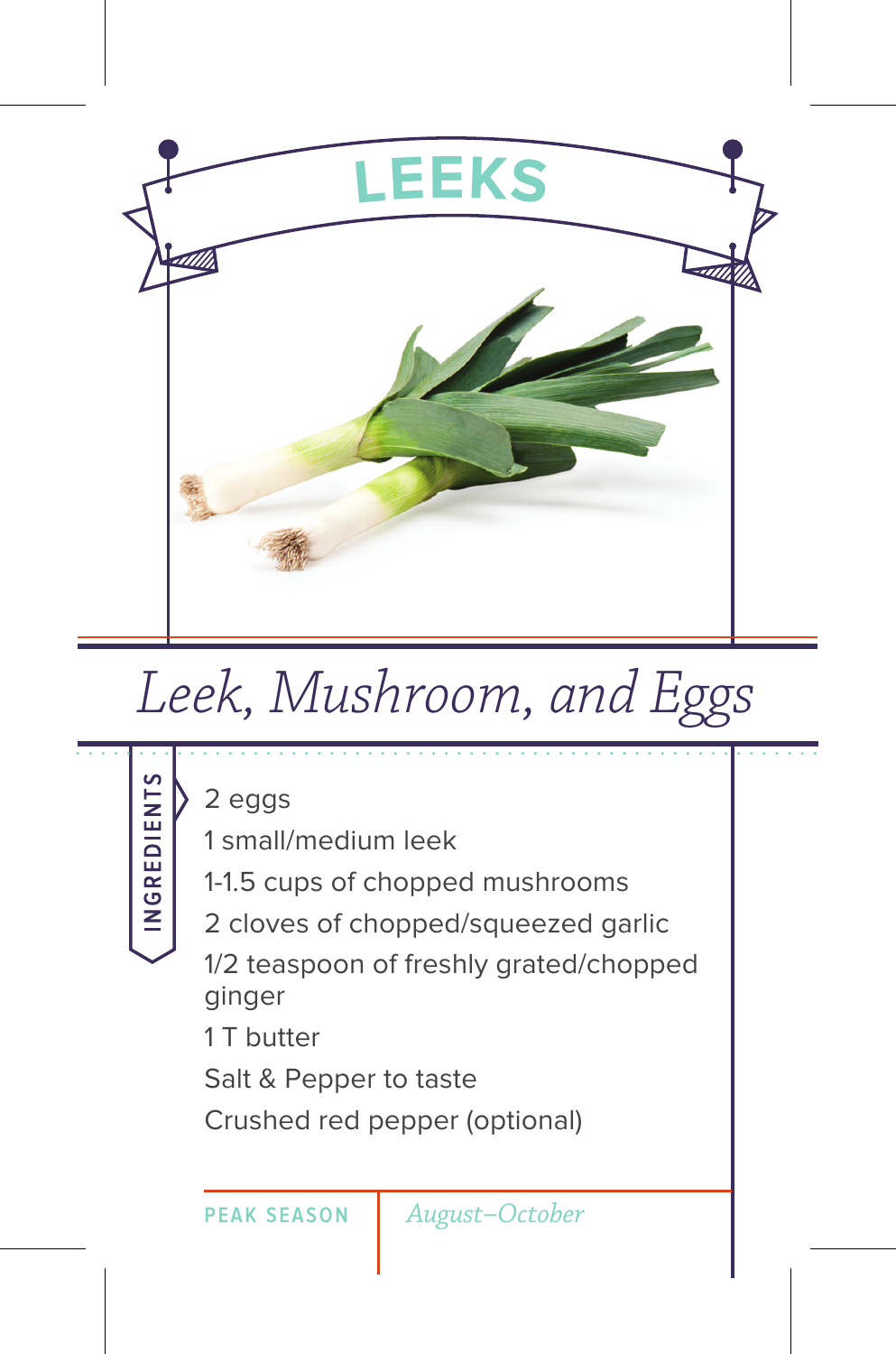# LEEKS

## *Leek, Mushroom, and Eggs*

**INGREDIENTS**

- 2 eggs
- 1 small/medium leek
- 1-1.5 cups of chopped mushrooms
- 2 cloves of chopped/squeezed garlic
- 1/2 teaspoon of freshly grated/chopped ginger
- 1 T butter
- Salt & Pepper to taste
- Crushed red pepper (optional)

**PEAK SEASON** *August–October*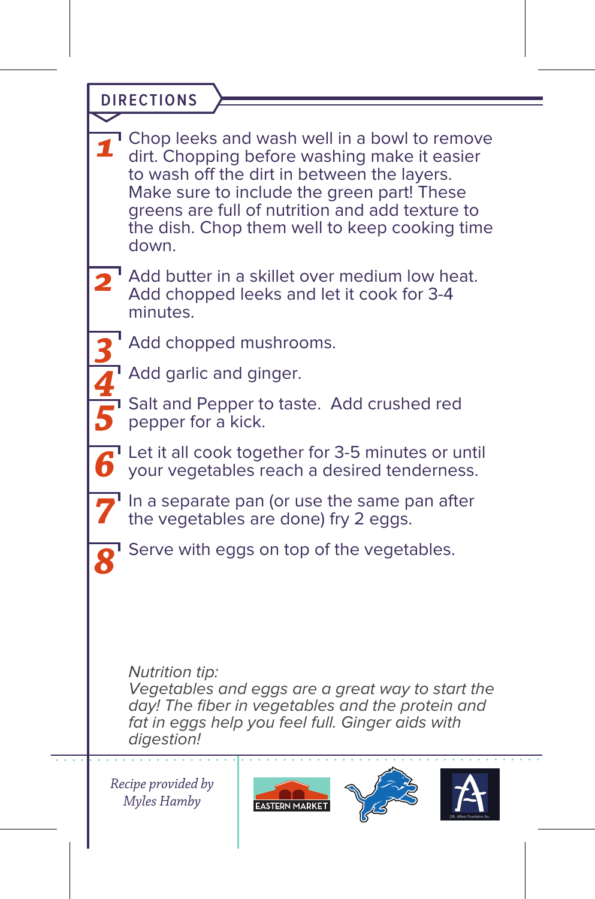## DIRECTIONS

1. Chop leeks and wash well in a bowl to remove dirt. Chopping before washing make it easier to wash off the dirt in between the layers. Make sure to include the green part! These greens are full of nutrition and add texture to the dish. Chop them well to keep cooking time down.
2. Add butter in a skillet over medium low heat. Add chopped leeks and let it cook for 3-4 minutes.
3. Add chopped mushrooms.
4. Add garlic and ginger.
5. Salt and Pepper to taste.  Add crushed red pepper for a kick.
6. Let it all cook together for 3-5 minutes or until your vegetables reach a desired tenderness.
7. In a separate pan (or use the same pan after the vegetables are done) fry 2 eggs.
8. Serve with eggs on top of the vegetables.

*Nutrition tip:*
*Vegetables and eggs are a great way to start the day! The fiber in vegetables and the protein and fat in eggs help you feel full. Ginger aids with digestion!*

*Recipe provided by Myles Hamby*

EASTERN MARKET

J.B. Albert Foundation, Inc.